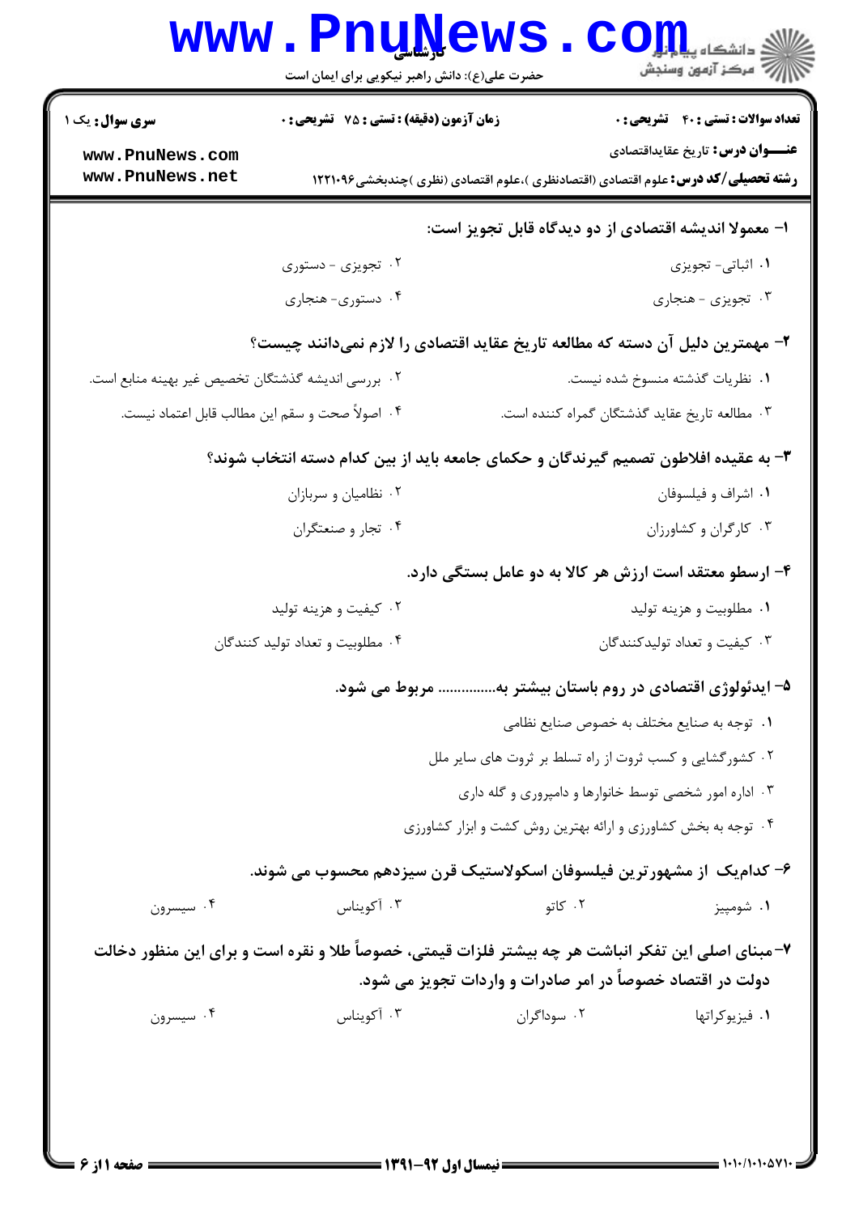**سری سؤال:** یک ۱

**زمان آزمون (دقیقه) : تستی : ۷۵ تشریحی : ۰**

**تعداد سوالات : تستی : ۴۰ تشریحی : ۰**

**عنـــوان درس:** تاریخ عقایداقتصادی

**رشته تحصیلی/کد درس:** علوم اقتصادی (اقتصادنظری )،علوم اقتصادی (نظری )چندبخشی۱۲۲۱۰۹۶

**۱- معمولا اندیشه اقتصادی از دو دیدگاه قابل تجویز است:**

۱. اثباتی- تجویزی

۲. تجویزی - دستوری

۳. تجویزی - هنجاری

۴. دستوری- هنجاری

**۲- مهمترین دلیل آن دسته که مطالعه تاریخ عقاید اقتصادی را لازم نمی‌دانند چیست؟**

۱. نظریات گذشته منسوخ شده نیست.

۲. بررسی اندیشه گذشتگان تخصیص غیر بهینه منابع است.

۳. مطالعه تاریخ عقاید گذشتگان گمراه کننده است.

۴. اصولاً صحت و سقم این مطالب قابل اعتماد نیست.

**۳- به عقیده افلاطون تصمیم گیرندگان و حکمای جامعه باید از بین کدام دسته انتخاب شوند؟**

۱. اشراف و فیلسوفان

۲. نظامیان و سربازان

۳. کارگران و کشاورزان

۴. تجار و صنعتگران

**۴- ارسطو معتقد است ارزش هر کالا به دو عامل بستگی دارد.**

۱. مطلوبیت و هزینه تولید

۲. کیفیت و هزینه تولید

۳. کیفیت و تعداد تولیدکنندگان

۴. مطلوبیت و تعداد تولید کنندگان

**۵- ایدئولوژی اقتصادی در روم باستان بیشتر به............... مربوط می شود.**

۱. توجه به صنایع مختلف به خصوص صنایع نظامی

۲. کشورگشایی و کسب ثروت از راه تسلط بر ثروت های سایر ملل

۳. اداره امور شخصی توسط خانوارها و دامپروری و گله داری

۴. توجه به بخش کشاورزی و ارائه بهترین روش کشت و ابزار کشاورزی

**۶- کدام‌یک از مشهورترین فیلسوفان اسکولاستیک قرن سیزدهم محسوب می شوند.**

۱. شومپیز

۲. کاتو

۳. آکویناس

۴. سیسرون

**۷-مبنای اصلی این تفکر انباشت هر چه بیشتر فلزات قیمتی، خصوصاً طلا و نقره است و برای این منظور دخالت دولت در اقتصاد خصوصاً در امر صادرات و واردات تجویز می شود.**

۱. فیزیوکراتها

۲. سوداگران

۳. آکویناس

۴. سیسرون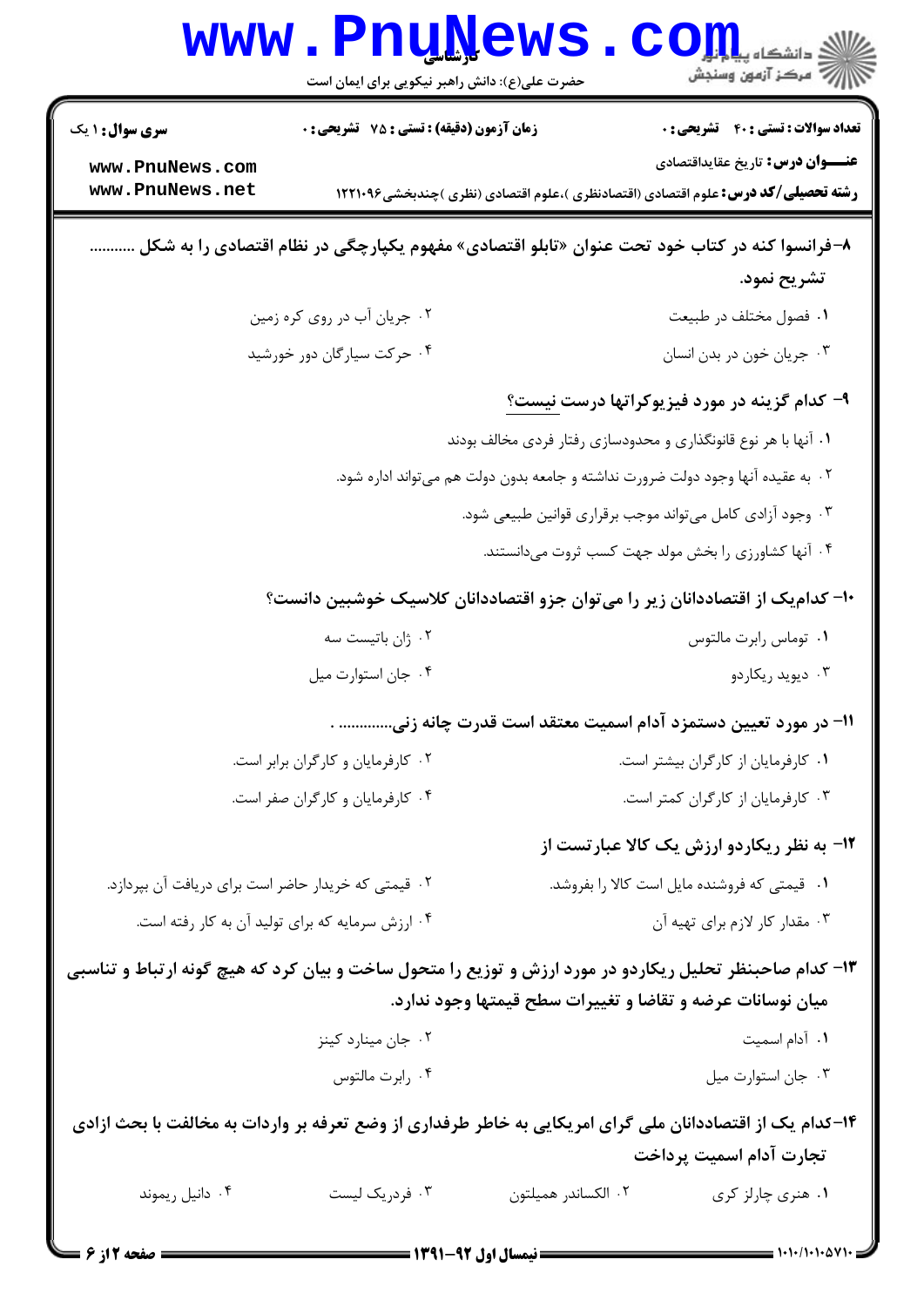**سری سوال:** ۱ یک

**زمان آزمون (دقیقه) : تستی : ۷۵ تشریحی : ۰**

**تعداد سوالات : تستی : ۴۰ تشریحی : ۰**

**عنـــوان درس:** تاریخ عقایداقتصادی

**رشته تحصیلی/کد درس:** علوم اقتصادی (اقتصادنظری )،علوم اقتصادی (نظری )چندبخشی۱۲۲۱۰۹۶

**۸- فرانسوا کنه در کتاب خود تحت عنوان «تابلو اقتصادی» مفهوم یکپارچگی در نظام اقتصادی را به شکل .......... تشریح نمود.**

۱. فصول مختلف در طبیعت

۲. جریان آب در روی کره زمین

۳. جریان خون در بدن انسان

۴. حرکت سیارگان دور خورشید

**۹- کدام گزینه در مورد فیزیوکراتها درست نیست؟**

۱. آنها با هر نوع قانونگذاری و محدودسازی رفتار فردی مخالف بودند

۲. به عقیده آنها وجود دولت ضرورت نداشته و جامعه بدون دولت هم می‌تواند اداره شود.

۳. وجود آزادی کامل می‌تواند موجب برقراری قوانین طبیعی شود.

۴. آنها کشاورزی را بخش مولد جهت کسب ثروت می‌دانستند.

**۱۰- کدام‌یک از اقتصاددانان زیر را می‌توان جزو اقتصاددانان کلاسیک خوشبین دانست؟**

۱. توماس رابرت مالتوس

۲. ژان باتیست سه

۳. دیوید ریکاردو

۴. جان استوارت میل

**۱۱- در مورد تعیین دستمزد آدام اسمیت معتقد است قدرت چانه زنی............. .**

۱. کارفرمایان از کارگران بیشتر است.

۲. کارفرمایان و کارگران برابر است.

۳. کارفرمایان از کارگران کمتر است.

۴. کارفرمایان و کارگران صفر است.

**۱۲- به نظر ریکاردو ارزش یک کالا عبارتست از**

۱. قیمتی که فروشنده مایل است کالا را بفروشد.

۲. قیمتی که خریدار حاضر است برای دریافت آن بپردازد.

۳. مقدار کار لازم برای تهیه آن

۴. ارزش سرمایه که برای تولید آن به کار رفته است.

**۱۳- کدام صاحبنظر تحلیل ریکاردو در مورد ارزش و توزیع را متحول ساخت و بیان کرد که هیچ گونه ارتباط و تناسبی میان نوسانات عرضه و تقاضا و تغییرات سطح قیمتها وجود ندارد.**

۱. آدام اسمیت

۲. جان مینارد کینز

۳. جان استوارت میل

۴. رابرت مالتوس

**۱۴- کدام یک از اقتصاددانان ملی گرای امریکایی به خاطر طرفداری از وضع تعرفه بر واردات به مخالفت با بحث ازادی تجارت آدام اسمیت پرداخت**

۱. هنری چارلز کری

۲. الکساندر همیلتون

۳. فردریک لیست

۴. دانیل ریموند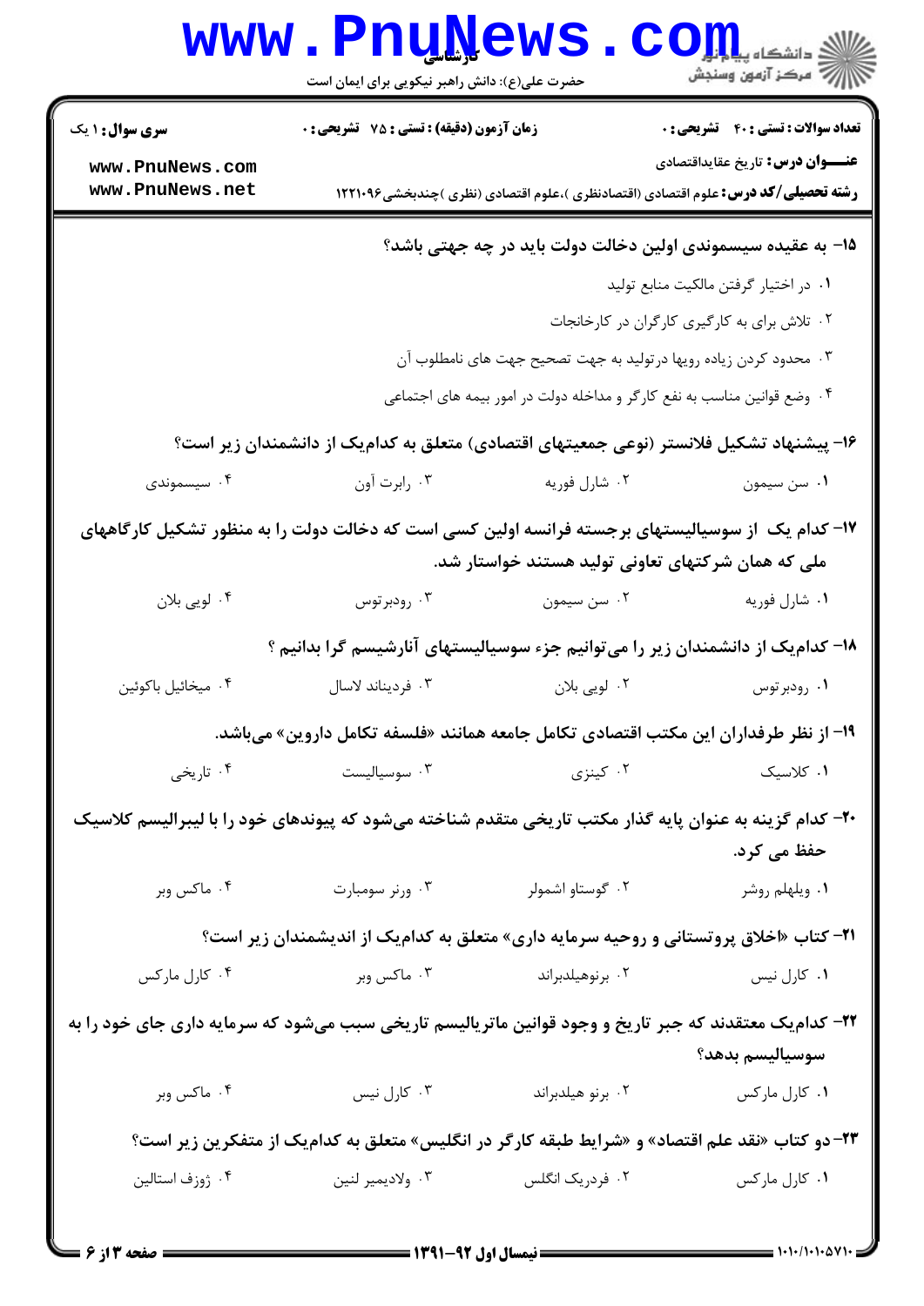**۱۵- به عقیده سیسموندی اولین دخالت دولت باید در چه جهتی باشد؟**

۱. در اختیار گرفتن مالکیت منابع تولید

۲. تلاش برای به کارگیری کارگران در کارخانجات

۳. محدود کردن زیاده رویها درتولید به جهت تصحیح جهت های نامطلوب آن

۴. وضع قوانین مناسب به نفع کارگر و مداخله دولت در امور بیمه های اجتماعی

**۱۶- پیشنهاد تشکیل فلانستر (نوعی جمعیتهای اقتصادی) متعلق به کدام‌یک از دانشمندان زیر است؟**

۱. سن سیمون ۲. شارل فوریه ۳. رابرت آون ۴. سیسموندی

**۱۷- کدام یک از سوسیالیستهای برجسته فرانسه اولین کسی است که دخالت دولت را به منظور تشکیل کارگاههای ملی که همان شرکتهای تعاونی تولید هستند خواستار شد.**

۱. شارل فوریه ۲. سن سیمون ۳. رودبرتوس ۴. لویی بلان

**۱۸- کدام‌یک از دانشمندان زیر را می‌توانیم جزء سوسیالیستهای آنارشیسم گرا بدانیم ؟**

۱. رودبرتوس ۲. لویی بلان ۳. فردیناند لاسال ۴. میخائیل باکوئین

**۱۹- از نظر طرفداران این مکتب اقتصادی تکامل جامعه همانند «فلسفه تکامل داروین» می‌باشد.**

۱. کلاسیک ۲. کینزی ۳. سوسیالیست ۴. تاریخی

**۲۰- کدام گزینه به عنوان پایه گذار مکتب تاریخی متقدم شناخته می‌شود که پیوندهای خود را با لیبرالیسم کلاسیک حفظ می کرد.**

۱. ویلهلم روشر ۲. گوستاو اشمولر ۳. ورنر سومبارت ۴. ماکس وبر

**۲۱- کتاب «اخلاق پروتستانی و روحیه سرمایه داری» متعلق به کدام‌یک از اندیشمندان زیر است؟**

۱. کارل نیس ۲. برنوهیلدبراند ۳. ماکس وبر ۴. کارل مارکس

**۲۲- کدام‌یک معتقدند که جبر تاریخ و وجود قوانین ماتریالیسم تاریخی سبب می‌شود که سرمایه داری جای خود را به سوسیالیسم بدهد؟**

۱. کارل مارکس ۲. برنو هیلدبراند ۳. کارل نیس ۴. ماکس وبر

**۲۳- دو کتاب «نقد علم اقتصاد» و «شرایط طبقه کارگر در انگلیس» متعلق به کدام‌یک از متفکرین زیر است؟**

۱. کارل مارکس ۲. فردریک انگلس ۳. ولادیمیر لنین ۴. ژوزف استالین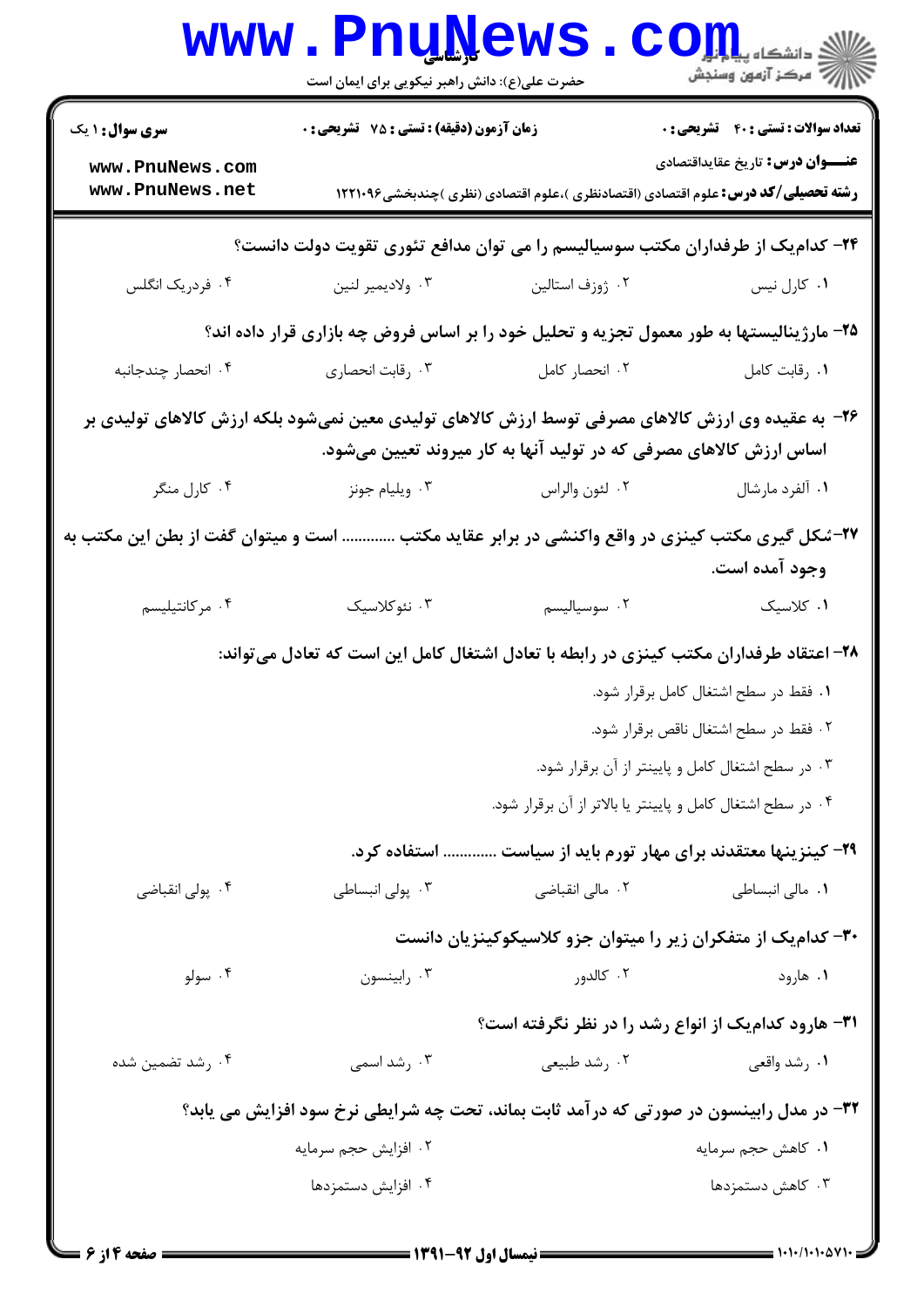۲۴- کدام‌یک از طرفداران مکتب سوسیالیسم را می توان مدافع تئوری تقویت دولت دانست؟

۱. کارل نیس
۲. ژوزف استالین
۳. ولادیمیر لنین
۴. فردریک انگلس

۲۵- مارژینالیستها به طور معمول تجزیه و تحلیل خود را بر اساس فروض چه بازاری قرار داده اند؟

۱. رقابت کامل
۲. انحصار کامل
۳. رقابت انحصاری
۴. انحصار چندجانبه

۲۶- به عقیده وی ارزش کالاهای مصرفی توسط ارزش کالاهای تولیدی معین نمی‌شود بلکه ارزش کالاهای تولیدی بر اساس ارزش کالاهای مصرفی که در تولید آنها به کار میروند تعیین می‌شود.

۱. آلفرد مارشال
۲. لئون والراس
۳. ویلیام جونز
۴. کارل منگر

۲۷- شکل گیری مکتب کینزی در واقع واکنشی در برابر عقاید مکتب ............ است و میتوان گفت از بطن این مکتب به وجود آمده است.

۱. کلاسیک
۲. سوسیالیسم
۳. نئوکلاسیک
۴. مرکانتیلیسم

۲۸- اعتقاد طرفداران مکتب کینزی در رابطه با تعادل اشتغال کامل این است که تعادل می‌تواند:

۱. فقط در سطح اشتغال کامل برقرار شود.
۲. فقط در سطح اشتغال ناقص برقرار شود.
۳. در سطح اشتغال کامل و پایینتر از آن برقرار شود.
۴. در سطح اشتغال کامل و پایینتر یا بالاتر از آن برقرار شود.

۲۹- کینزینها معتقدند برای مهار تورم باید از سیاست ............ استفاده کرد.

۱. مالی انبساطی
۲. مالی انقباضی
۳. پولی انبساطی
۴. پولی انقباضی

۳۰- کدام‌یک از متفکران زیر را میتوان جزو کلاسیکوکینزیان دانست

۱. هارود
۲. کالدور
۳. رابینسون
۴. سولو

۳۱- هارود کدام‌یک از انواع رشد را در نظر نگرفته است؟

۱. رشد واقعی
۲. رشد طبیعی
۳. رشد اسمی
۴. رشد تضمین شده

۳۲- در مدل رابینسون در صورتی که درآمد ثابت بماند، تحت چه شرایطی نرخ سود افزایش می یابد؟

۱. کاهش حجم سرمایه
۲. افزایش حجم سرمایه
۳. کاهش دستمزدها
۴. افزایش دستمزدها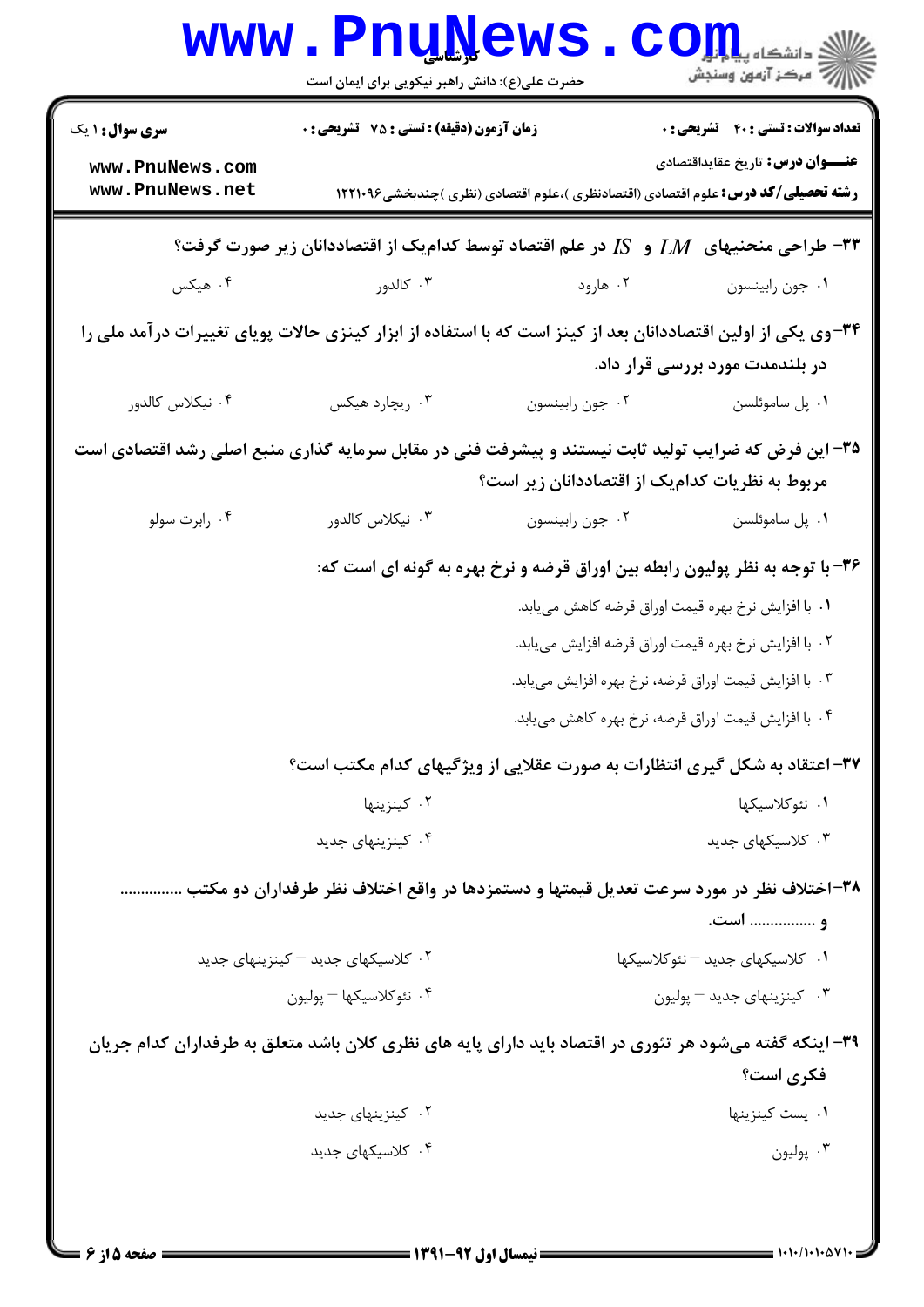۳۳- طراحی منحنیهای $LM$ و $IS$ در علم اقتصاد توسط کدام‌یک از اقتصاددانان زیر صورت گرفت؟

۱. جون رابینسون
۲. هارود
۳. کالدور
۴. هیکس

۳۴- وی یکی از اولین اقتصاددانان بعد از کینز است که با استفاده از ابزار کینزی حالات پویای تغییرات درآمد ملی را در بلندمدت مورد بررسی قرار داد.

۱. پل ساموئلسن
۲. جون رابینسون
۳. ریچارد هیکس
۴. نیکلاس کالدور

۳۵- این فرض که ضرایب تولید ثابت نیستند و پیشرفت فنی در مقابل سرمایه گذاری منبع اصلی رشد اقتصادی است مربوط به نظریات کدام‌یک از اقتصاددانان زیر است؟

۱. پل ساموئلسن
۲. جون رابینسون
۳. نیکلاس کالدور
۴. رابرت سولو

۳۶- با توجه به نظر پولیون رابطه بین اوراق قرضه و نرخ بهره به گونه ای است که:

۱. با افزایش نرخ بهره قیمت اوراق قرضه کاهش می‌یابد.
۲. با افزایش نرخ بهره قیمت اوراق قرضه افزایش می‌یابد.
۳. با افزایش قیمت اوراق قرضه، نرخ بهره افزایش می‌یابد.
۴. با افزایش قیمت اوراق قرضه، نرخ بهره کاهش می‌یابد.

۳۷- اعتقاد به شکل گیری انتظارات به صورت عقلایی از ویژگیهای کدام مکتب است؟

۱. نئوکلاسیکها
۲. کینزینها
۳. کلاسیکهای جدید
۴. کینزینهای جدید

۳۸- اختلاف نظر در مورد سرعت تعدیل قیمتها و دستمزدها در واقع اختلاف نظر طرفداران دو مکتب ............... و ............... است.

۱. کلاسیکهای جدید – نئوکلاسیکها
۲. کلاسیکهای جدید – کینزینهای جدید
۳. کینزینهای جدید – پولیون
۴. نئوکلاسیکها – پولیون

۳۹- اینکه گفته می‌شود هر تئوری در اقتصاد باید دارای پایه های نظری کلان باشد متعلق به طرفداران کدام جریان فکری است؟

۱. پست کینزینها
۲. کینزینهای جدید
۳. پولیون
۴. کلاسیکهای جدید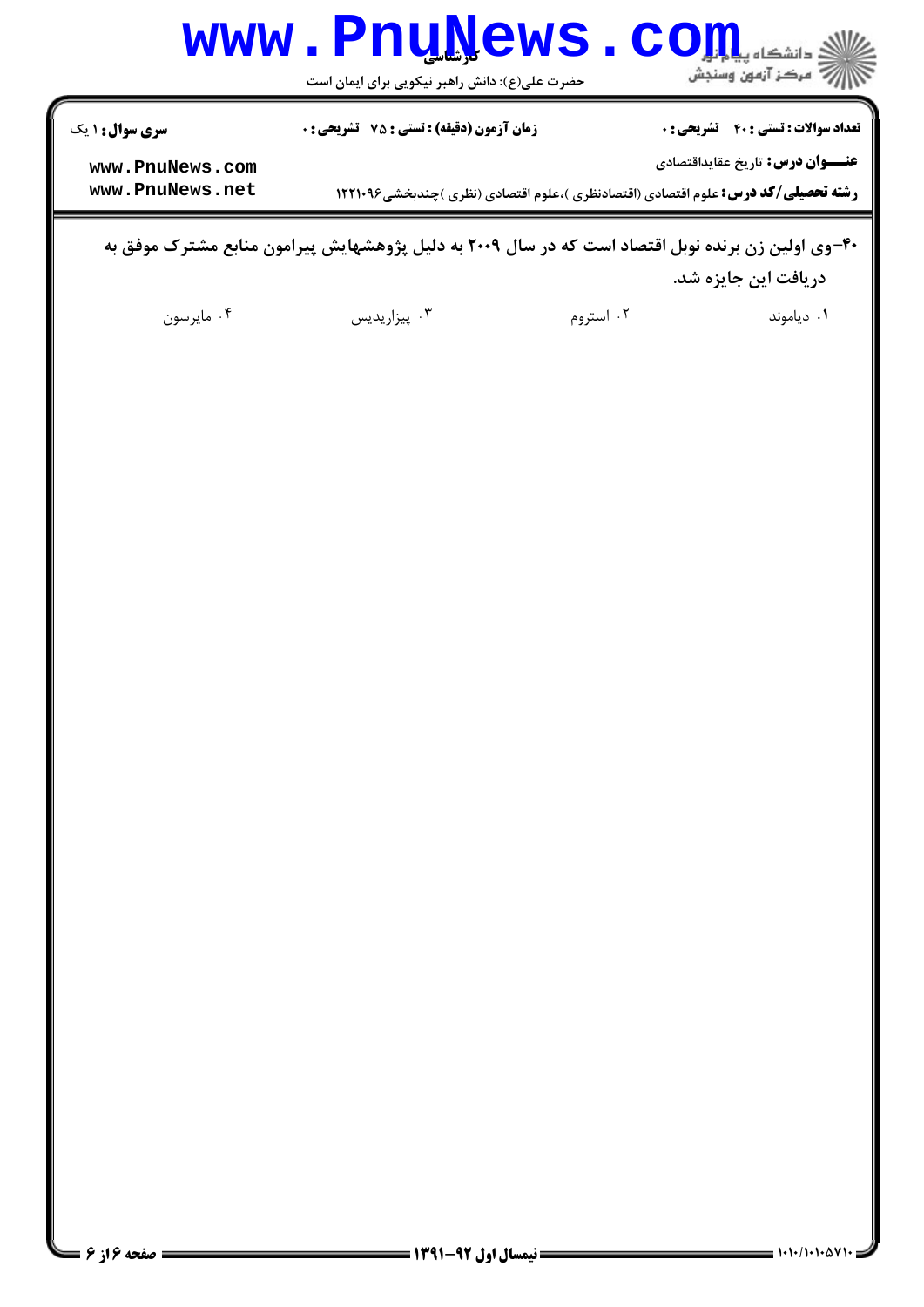۴۰-وی اولین زن برنده نوبل اقتصاد است که در سال ۲۰۰۹ به دلیل پژوهشهایش پیرامون منابع مشترک موفق به دریافت این جایزه شد.

۱. دیاموند

۲. استروم

۳. پیزاریدیس

۴. مایرسون